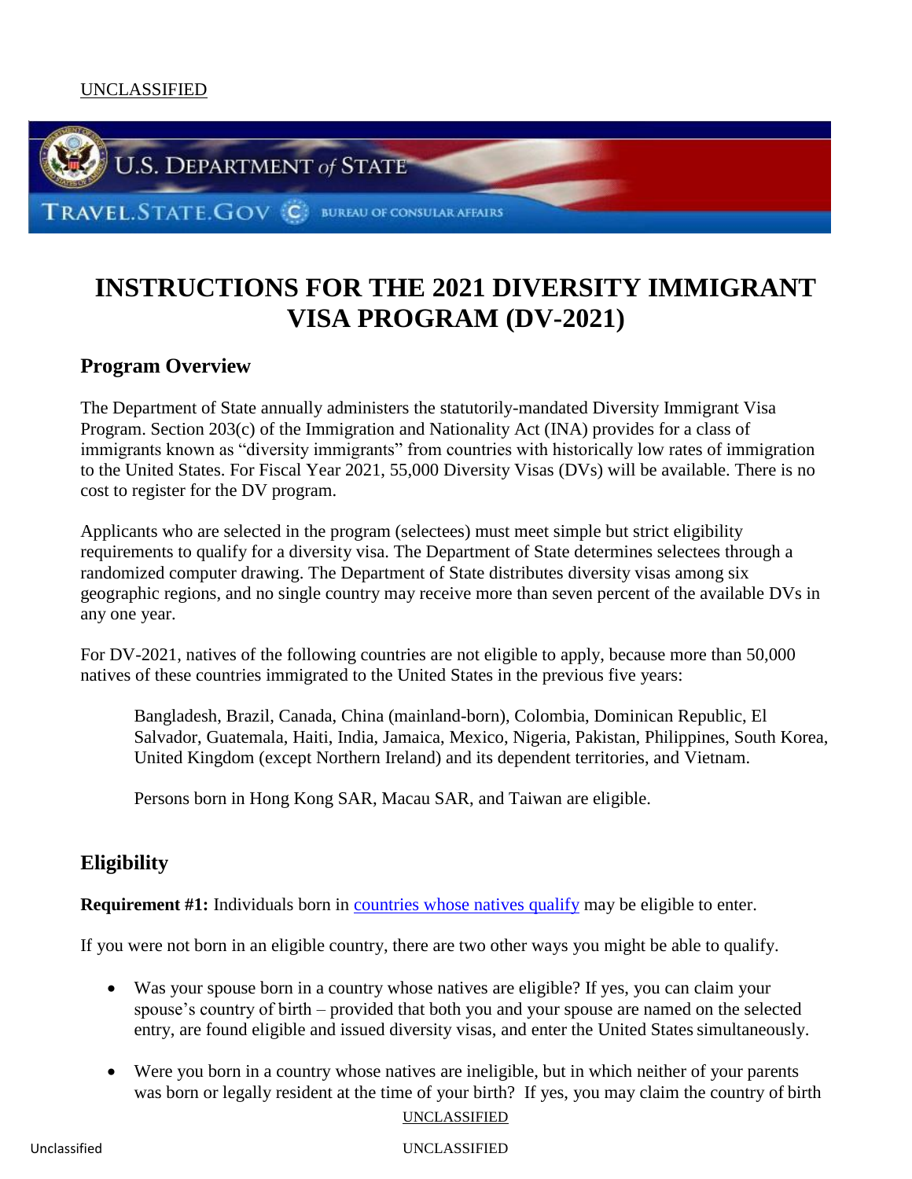# INSTRUCTIONS FOR THE 2021 DIVERSITY IMMIGRANT VISA PROGRAM (DV-2021)

## Program Overview

The Department of State annually administers the statutorily-mandated Diversity Immigrant Visa Program. Section 203(c) of the Immigration and Nationality Act (INA) provides for a class of immigrants known as "diversity immigrants" from countries with historically low rates of immigration to the United States. For Fiscal Year 2021, 55,000 Diversity Visas (DVs) will be available. There is no cost to register for the DV program.

Applicants who are selected in the program (selectees) must meet simple but strict eligibility requirements to qualify for a diversity visa. The Department of State determines selectees through a randomized computer drawing. The Department of State distributes diversity visas among six geographic regions, and no single country may receive more than seven percent of the available DVs in any one year.

For DV-2021, natives of the following countries are not eligible to apply, because more than 50,000 natives of these countries immigrated to the United States in the previous five years:

> Bangladesh, Brazil, Canada, China (mainland-born), Colombia, Dominican Republic, El Salvador, Guatemala, Haiti, India, Jamaica, Mexico, Nigeria, Pakistan, Philippines, South Korea, United Kingdom (except Northern Ireland) and its dependent territories, and Vietnam.
>
> Persons born in Hong Kong SAR, Macau SAR, and Taiwan are eligible.

## Eligibility

**Requirement #1:** Individuals born in countries whose natives qualify may be eligible to enter.

If you were not born in an eligible country, there are two other ways you might be able to qualify.

- Was your spouse born in a country whose natives are eligible? If yes, you can claim your spouse's country of birth – provided that both you and your spouse are named on the selected entry, are found eligible and issued diversity visas, and enter the United States simultaneously.
- Were you born in a country whose natives are ineligible, but in which neither of your parents was born or legally resident at the time of your birth? If yes, you may claim the country of birth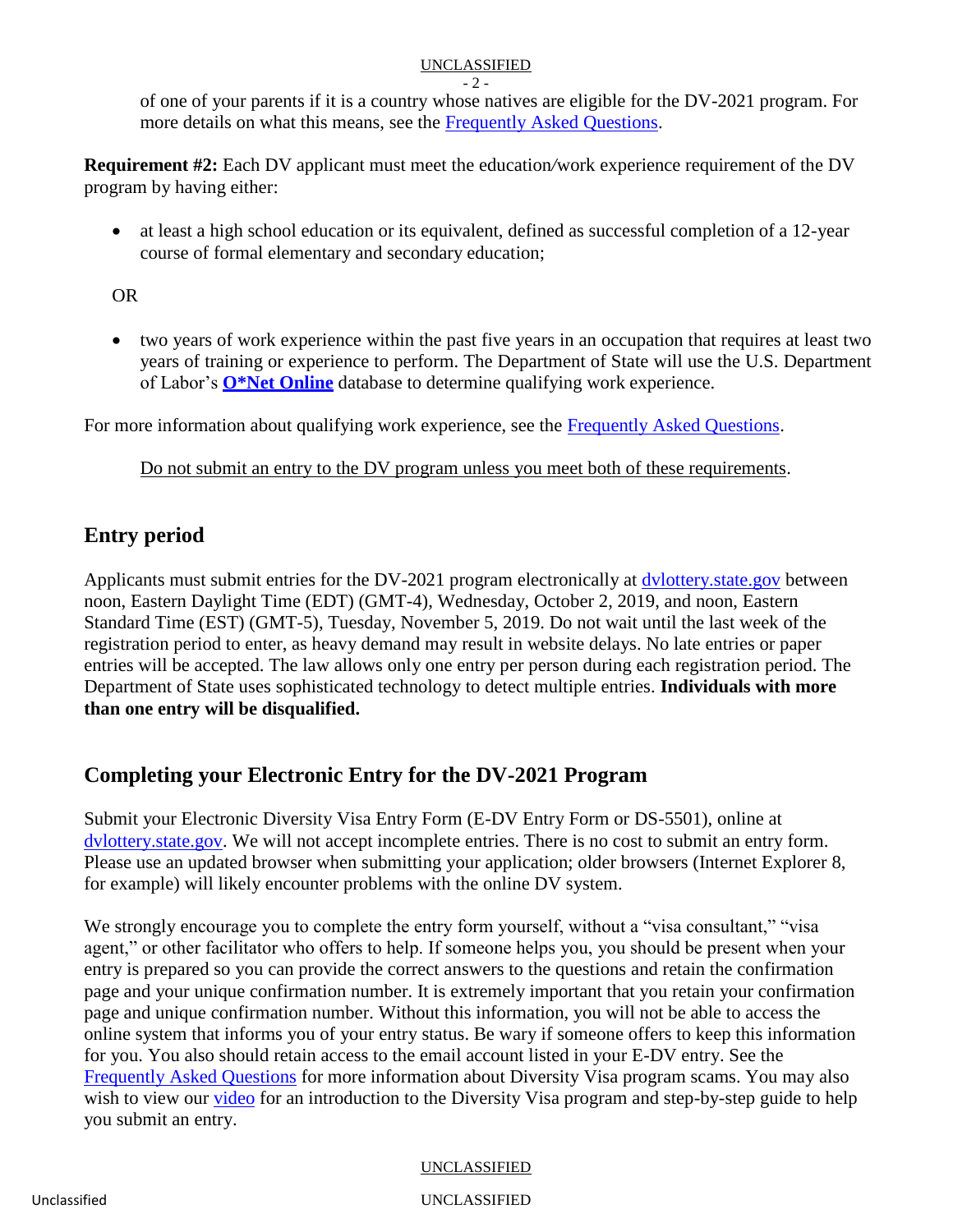of one of your parents if it is a country whose natives are eligible for the DV-2021 program. For more details on what this means, see the Frequently Asked Questions.

**Requirement #2:** Each DV applicant must meet the education/work experience requirement of the DV program by having either:

- at least a high school education or its equivalent, defined as successful completion of a 12-year course of formal elementary and secondary education;

OR

- two years of work experience within the past five years in an occupation that requires at least two years of training or experience to perform. The Department of State will use the U.S. Department of Labor's **O*Net Online** database to determine qualifying work experience.

For more information about qualifying work experience, see the Frequently Asked Questions.

Do not submit an entry to the DV program unless you meet both of these requirements.

## Entry period

Applicants must submit entries for the DV-2021 program electronically at dvlottery.state.gov between noon, Eastern Daylight Time (EDT) (GMT-4), Wednesday, October 2, 2019, and noon, Eastern Standard Time (EST) (GMT-5), Tuesday, November 5, 2019. Do not wait until the last week of the registration period to enter, as heavy demand may result in website delays. No late entries or paper entries will be accepted. The law allows only one entry per person during each registration period. The Department of State uses sophisticated technology to detect multiple entries. **Individuals with more than one entry will be disqualified.**

## Completing your Electronic Entry for the DV-2021 Program

Submit your Electronic Diversity Visa Entry Form (E-DV Entry Form or DS-5501), online at dvlottery.state.gov. We will not accept incomplete entries. There is no cost to submit an entry form. Please use an updated browser when submitting your application; older browsers (Internet Explorer 8, for example) will likely encounter problems with the online DV system.

We strongly encourage you to complete the entry form yourself, without a "visa consultant," "visa agent," or other facilitator who offers to help. If someone helps you, you should be present when your entry is prepared so you can provide the correct answers to the questions and retain the confirmation page and your unique confirmation number. It is extremely important that you retain your confirmation page and unique confirmation number. Without this information, you will not be able to access the online system that informs you of your entry status. Be wary if someone offers to keep this information for you. You also should retain access to the email account listed in your E-DV entry. See the Frequently Asked Questions for more information about Diversity Visa program scams. You may also wish to view our video for an introduction to the Diversity Visa program and step-by-step guide to help you submit an entry.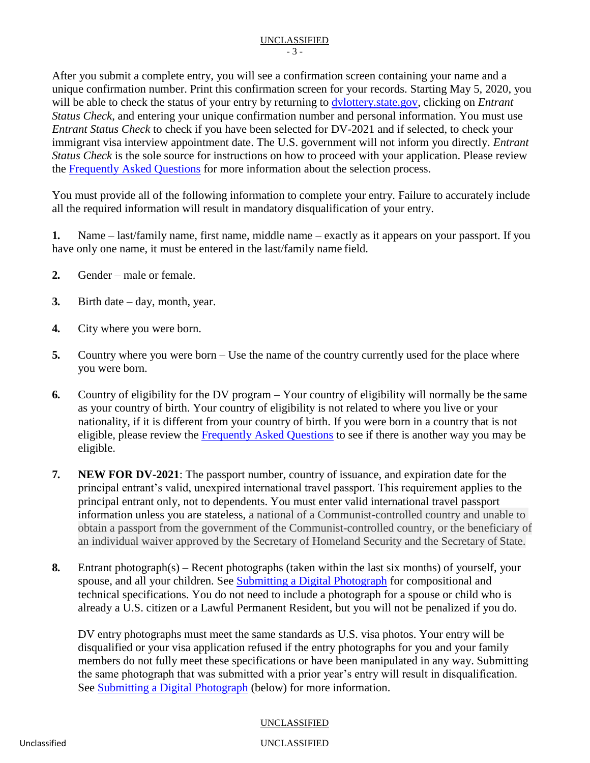After you submit a complete entry, you will see a confirmation screen containing your name and a unique confirmation number. Print this confirmation screen for your records. Starting May 5, 2020, you will be able to check the status of your entry by returning to [dvlottery.state.gov](dvlottery.state.gov), clicking on *Entrant Status Check*, and entering your unique confirmation number and personal information. You must use *Entrant Status Check* to check if you have been selected for DV-2021 and if selected, to check your immigrant visa interview appointment date. The U.S. government will not inform you directly. *Entrant Status Check* is the sole source for instructions on how to proceed with your application. Please review the [Frequently Asked Questions](#) for more information about the selection process.

You must provide all of the following information to complete your entry. Failure to accurately include all the required information will result in mandatory disqualification of your entry.

**1.** Name – last/family name, first name, middle name – exactly as it appears on your passport. If you have only one name, it must be entered in the last/family name field.

**2.** Gender – male or female.

**3.** Birth date – day, month, year.

**4.** City where you were born.

**5.** Country where you were born – Use the name of the country currently used for the place where you were born.

**6.** Country of eligibility for the DV program – Your country of eligibility will normally be the same as your country of birth. Your country of eligibility is not related to where you live or your nationality, if it is different from your country of birth. If you were born in a country that is not eligible, please review the [Frequently Asked Questions](#) to see if there is another way you may be eligible.

**7.** **NEW FOR DV-2021**: The passport number, country of issuance, and expiration date for the principal entrant's valid, unexpired international travel passport. This requirement applies to the principal entrant only, not to dependents. You must enter valid international travel passport information unless you are stateless, a national of a Communist-controlled country and unable to obtain a passport from the government of the Communist-controlled country, or the beneficiary of an individual waiver approved by the Secretary of Homeland Security and the Secretary of State.

**8.** Entrant photograph(s) – Recent photographs (taken within the last six months) of yourself, your spouse, and all your children. See [Submitting a Digital Photograph](#) for compositional and technical specifications. You do not need to include a photograph for a spouse or child who is already a U.S. citizen or a Lawful Permanent Resident, but you will not be penalized if you do.

DV entry photographs must meet the same standards as U.S. visa photos. Your entry will be disqualified or your visa application refused if the entry photographs for you and your family members do not fully meet these specifications or have been manipulated in any way. Submitting the same photograph that was submitted with a prior year's entry will result in disqualification. See [Submitting a Digital Photograph](#) (below) for more information.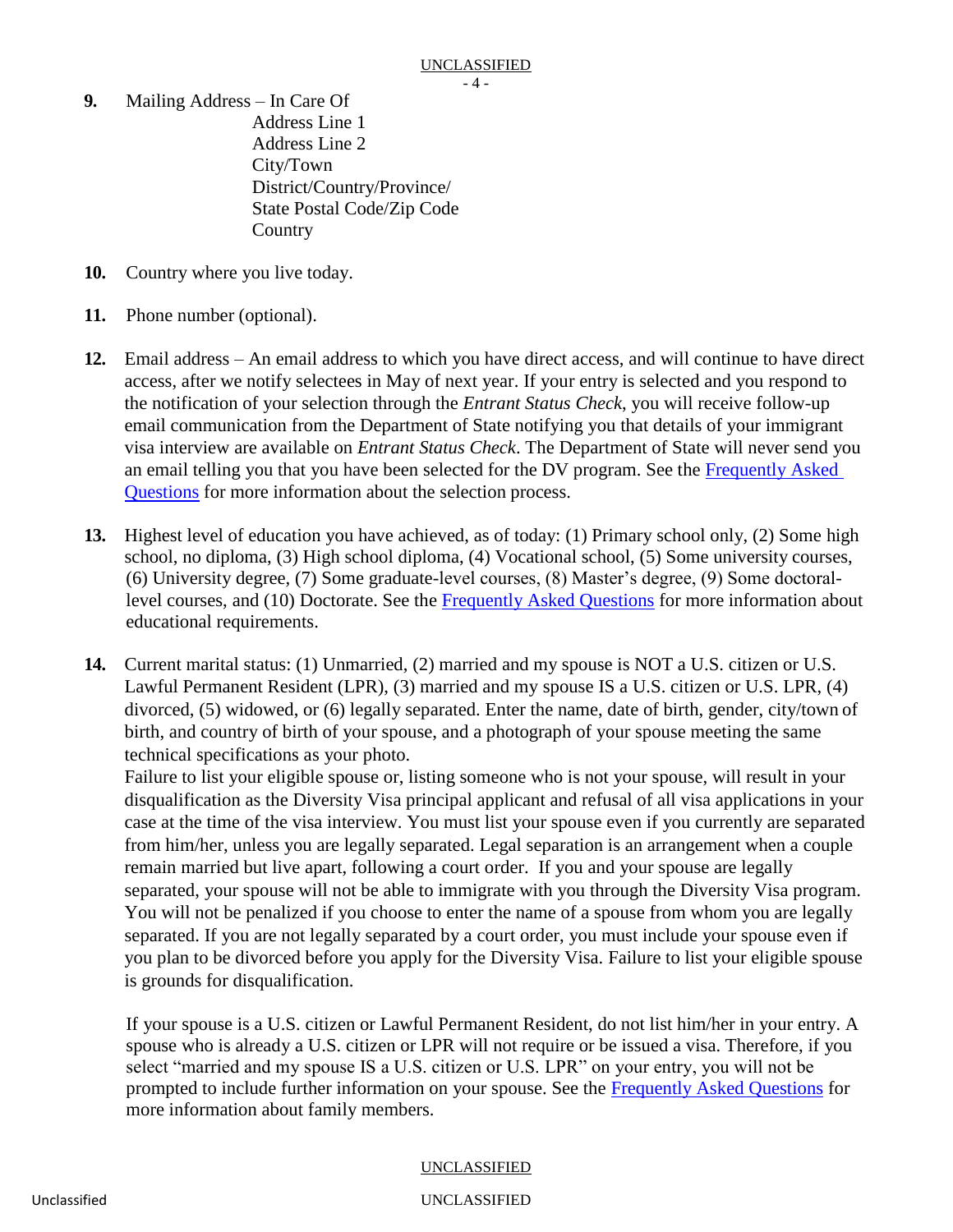**9.** Mailing Address – In Care Of
Address Line 1
Address Line 2
City/Town
District/Country/Province/
State Postal Code/Zip Code
Country

**10.** Country where you live today.

**11.** Phone number (optional).

**12.** Email address – An email address to which you have direct access, and will continue to have direct access, after we notify selectees in May of next year. If your entry is selected and you respond to the notification of your selection through the *Entrant Status Check*, you will receive follow-up email communication from the Department of State notifying you that details of your immigrant visa interview are available on *Entrant Status Check*. The Department of State will never send you an email telling you that you have been selected for the DV program. See the Frequently Asked Questions for more information about the selection process.

**13.** Highest level of education you have achieved, as of today: (1) Primary school only, (2) Some high school, no diploma, (3) High school diploma, (4) Vocational school, (5) Some university courses, (6) University degree, (7) Some graduate-level courses, (8) Master's degree, (9) Some doctoral-level courses, and (10) Doctorate. See the Frequently Asked Questions for more information about educational requirements.

**14.** Current marital status: (1) Unmarried, (2) married and my spouse is NOT a U.S. citizen or U.S. Lawful Permanent Resident (LPR), (3) married and my spouse IS a U.S. citizen or U.S. LPR, (4) divorced, (5) widowed, or (6) legally separated. Enter the name, date of birth, gender, city/town of birth, and country of birth of your spouse, and a photograph of your spouse meeting the same technical specifications as your photo.
Failure to list your eligible spouse or, listing someone who is not your spouse, will result in your disqualification as the Diversity Visa principal applicant and refusal of all visa applications in your case at the time of the visa interview. You must list your spouse even if you currently are separated from him/her, unless you are legally separated. Legal separation is an arrangement when a couple remain married but live apart, following a court order. If you and your spouse are legally separated, your spouse will not be able to immigrate with you through the Diversity Visa program. You will not be penalized if you choose to enter the name of a spouse from whom you are legally separated. If you are not legally separated by a court order, you must include your spouse even if you plan to be divorced before you apply for the Diversity Visa. Failure to list your eligible spouse is grounds for disqualification.

If your spouse is a U.S. citizen or Lawful Permanent Resident, do not list him/her in your entry. A spouse who is already a U.S. citizen or LPR will not require or be issued a visa. Therefore, if you select "married and my spouse IS a U.S. citizen or U.S. LPR" on your entry, you will not be prompted to include further information on your spouse. See the Frequently Asked Questions for more information about family members.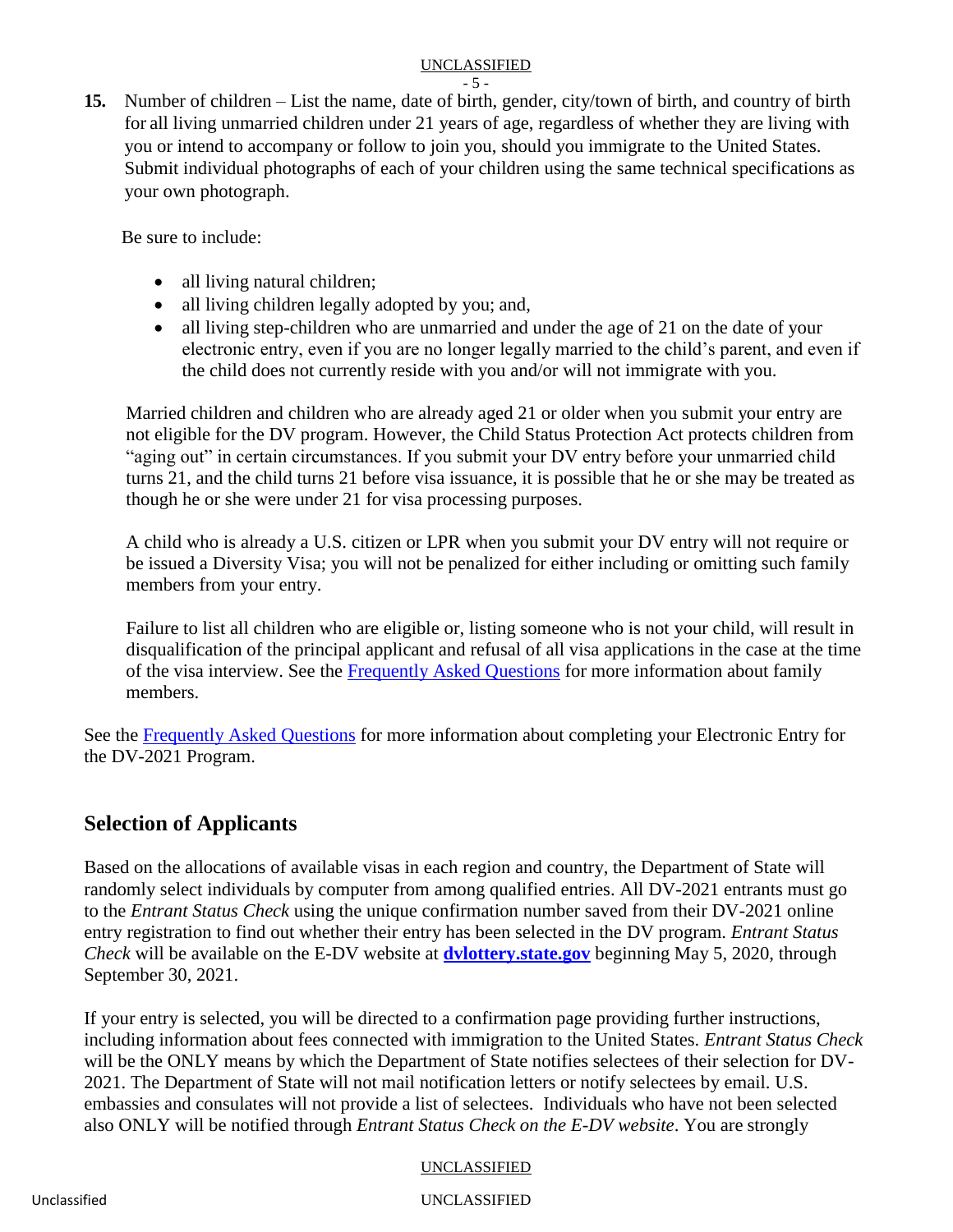**15.** Number of children – List the name, date of birth, gender, city/town of birth, and country of birth for all living unmarried children under 21 years of age, regardless of whether they are living with you or intend to accompany or follow to join you, should you immigrate to the United States. Submit individual photographs of each of your children using the same technical specifications as your own photograph.

Be sure to include:

- all living natural children;
- all living children legally adopted by you; and,
- all living step-children who are unmarried and under the age of 21 on the date of your electronic entry, even if you are no longer legally married to the child's parent, and even if the child does not currently reside with you and/or will not immigrate with you.

Married children and children who are already aged 21 or older when you submit your entry are not eligible for the DV program. However, the Child Status Protection Act protects children from "aging out" in certain circumstances. If you submit your DV entry before your unmarried child turns 21, and the child turns 21 before visa issuance, it is possible that he or she may be treated as though he or she were under 21 for visa processing purposes.

A child who is already a U.S. citizen or LPR when you submit your DV entry will not require or be issued a Diversity Visa; you will not be penalized for either including or omitting such family members from your entry.

Failure to list all children who are eligible or, listing someone who is not your child, will result in disqualification of the principal applicant and refusal of all visa applications in the case at the time of the visa interview. See the Frequently Asked Questions for more information about family members.

See the Frequently Asked Questions for more information about completing your Electronic Entry for the DV-2021 Program.

## Selection of Applicants

Based on the allocations of available visas in each region and country, the Department of State will randomly select individuals by computer from among qualified entries. All DV-2021 entrants must go to the *Entrant Status Check* using the unique confirmation number saved from their DV-2021 online entry registration to find out whether their entry has been selected in the DV program. *Entrant Status Check* will be available on the E-DV website at **dvlottery.state.gov** beginning May 5, 2020, through September 30, 2021.

If your entry is selected, you will be directed to a confirmation page providing further instructions, including information about fees connected with immigration to the United States. *Entrant Status Check* will be the ONLY means by which the Department of State notifies selectees of their selection for DV-2021. The Department of State will not mail notification letters or notify selectees by email. U.S. embassies and consulates will not provide a list of selectees. Individuals who have not been selected also ONLY will be notified through *Entrant Status Check on the E-DV website*. You are strongly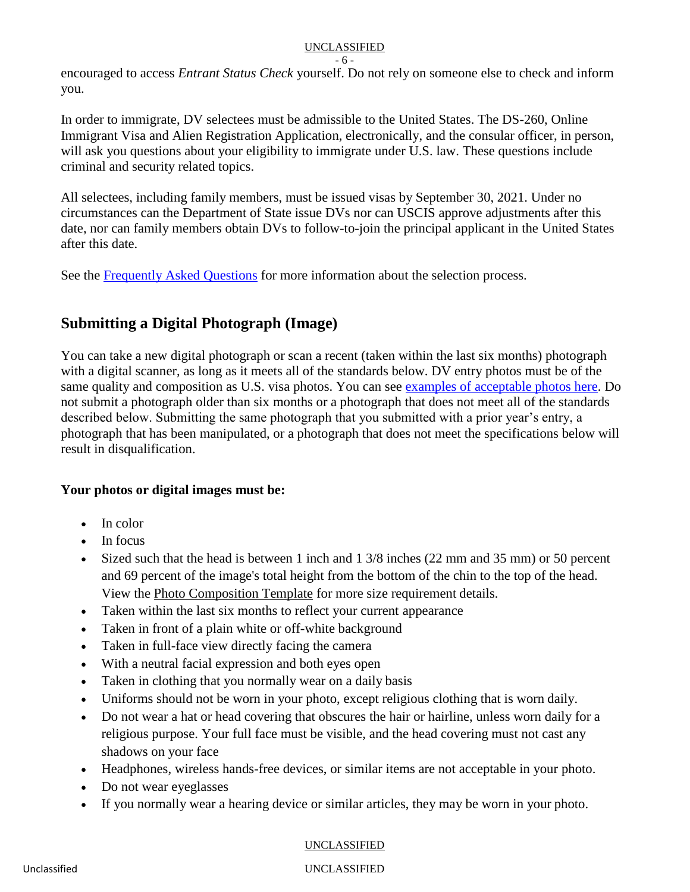encouraged to access *Entrant Status Check* yourself. Do not rely on someone else to check and inform you.

In order to immigrate, DV selectees must be admissible to the United States. The DS-260, Online Immigrant Visa and Alien Registration Application, electronically, and the consular officer, in person, will ask you questions about your eligibility to immigrate under U.S. law. These questions include criminal and security related topics.

All selectees, including family members, must be issued visas by September 30, 2021. Under no circumstances can the Department of State issue DVs nor can USCIS approve adjustments after this date, nor can family members obtain DVs to follow-to-join the principal applicant in the United States after this date.

See the [Frequently Asked Questions] for more information about the selection process.

## Submitting a Digital Photograph (Image)

You can take a new digital photograph or scan a recent (taken within the last six months) photograph with a digital scanner, as long as it meets all of the standards below. DV entry photos must be of the same quality and composition as U.S. visa photos. You can see [examples of acceptable photos here]. Do not submit a photograph older than six months or a photograph that does not meet all of the standards described below. Submitting the same photograph that you submitted with a prior year's entry, a photograph that has been manipulated, or a photograph that does not meet the specifications below will result in disqualification.

**Your photos or digital images must be:**

- In color
- In focus
- Sized such that the head is between 1 inch and 1 3/8 inches (22 mm and 35 mm) or 50 percent and 69 percent of the image's total height from the bottom of the chin to the top of the head. View the Photo Composition Template for more size requirement details.
- Taken within the last six months to reflect your current appearance
- Taken in front of a plain white or off-white background
- Taken in full-face view directly facing the camera
- With a neutral facial expression and both eyes open
- Taken in clothing that you normally wear on a daily basis
- Uniforms should not be worn in your photo, except religious clothing that is worn daily.
- Do not wear a hat or head covering that obscures the hair or hairline, unless worn daily for a religious purpose. Your full face must be visible, and the head covering must not cast any shadows on your face
- Headphones, wireless hands-free devices, or similar items are not acceptable in your photo.
- Do not wear eyeglasses
- If you normally wear a hearing device or similar articles, they may be worn in your photo.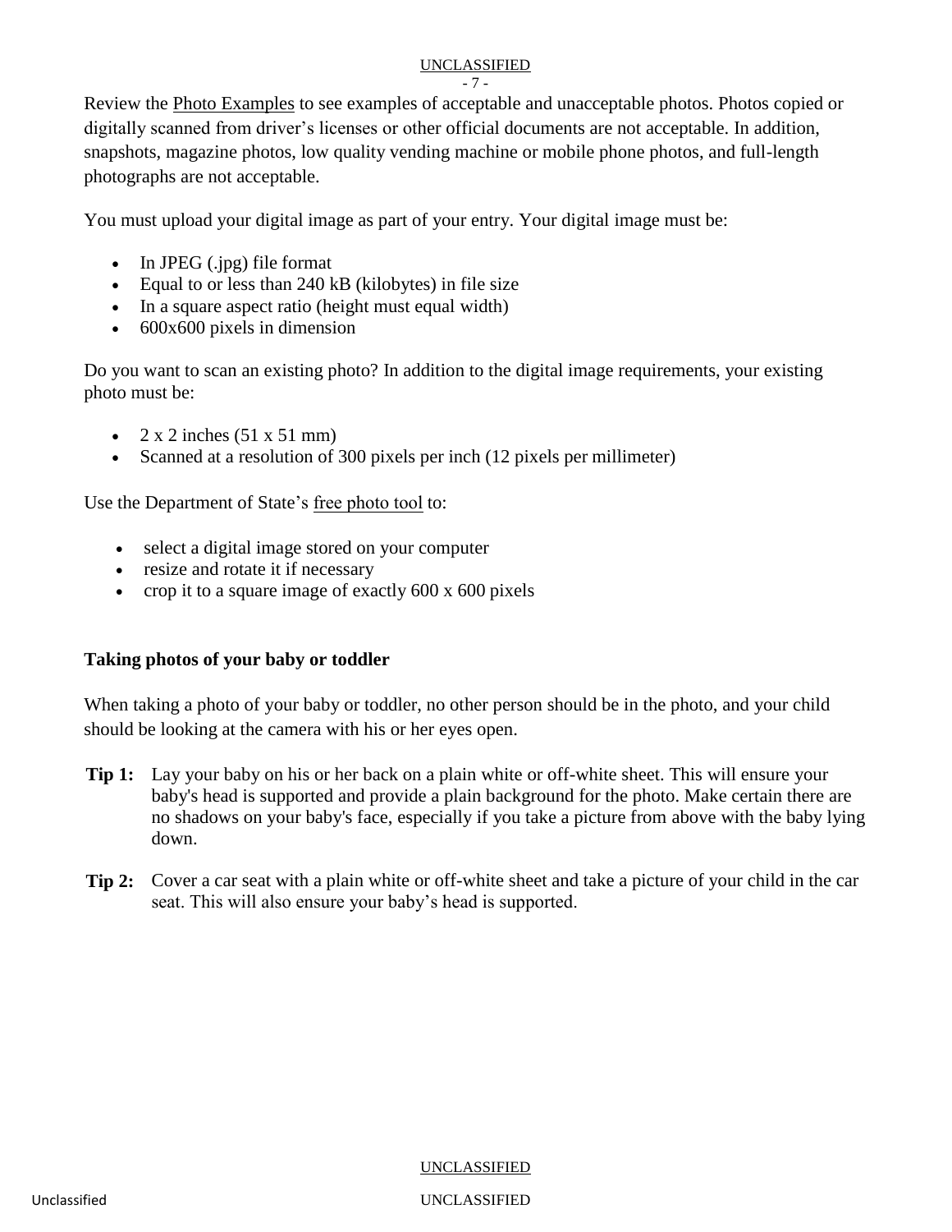Review the Photo Examples to see examples of acceptable and unacceptable photos. Photos copied or digitally scanned from driver's licenses or other official documents are not acceptable. In addition, snapshots, magazine photos, low quality vending machine or mobile phone photos, and full-length photographs are not acceptable.

You must upload your digital image as part of your entry. Your digital image must be:

- In JPEG (.jpg) file format
- Equal to or less than 240 kB (kilobytes) in file size
- In a square aspect ratio (height must equal width)
- 600x600 pixels in dimension

Do you want to scan an existing photo? In addition to the digital image requirements, your existing photo must be:

- 2 x 2 inches (51 x 51 mm)
- Scanned at a resolution of 300 pixels per inch (12 pixels per millimeter)

Use the Department of State's free photo tool to:

- select a digital image stored on your computer
- resize and rotate it if necessary
- crop it to a square image of exactly 600 x 600 pixels

**Taking photos of your baby or toddler**

When taking a photo of your baby or toddler, no other person should be in the photo, and your child should be looking at the camera with his or her eyes open.

**Tip 1:** Lay your baby on his or her back on a plain white or off-white sheet. This will ensure your baby's head is supported and provide a plain background for the photo. Make certain there are no shadows on your baby's face, especially if you take a picture from above with the baby lying down.

**Tip 2:** Cover a car seat with a plain white or off-white sheet and take a picture of your child in the car seat. This will also ensure your baby's head is supported.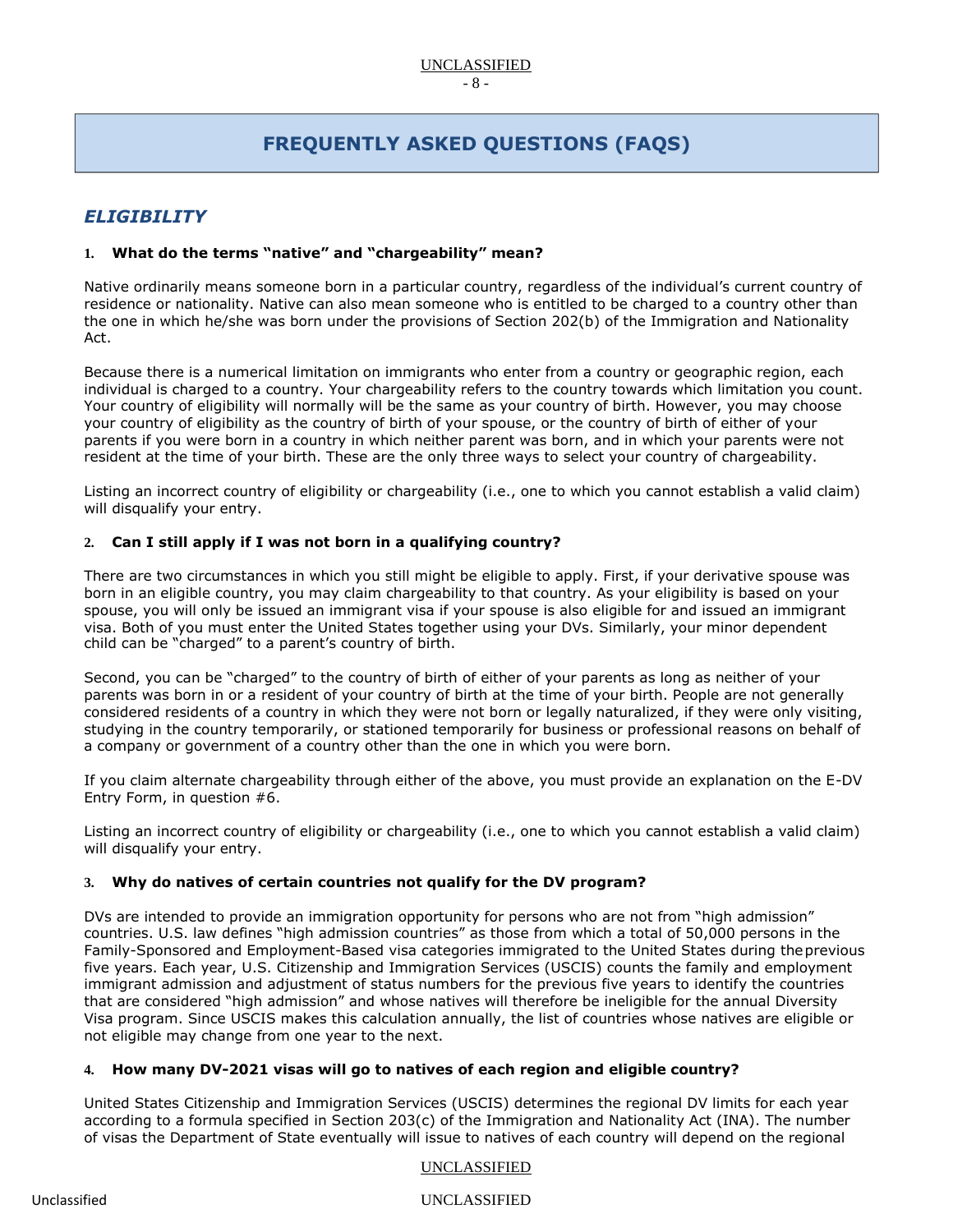# FREQUENTLY ASKED QUESTIONS (FAQS)

## *ELIGIBILITY*

### 1. What do the terms "native" and "chargeability" mean?

Native ordinarily means someone born in a particular country, regardless of the individual's current country of residence or nationality. Native can also mean someone who is entitled to be charged to a country other than the one in which he/she was born under the provisions of Section 202(b) of the Immigration and Nationality Act.

Because there is a numerical limitation on immigrants who enter from a country or geographic region, each individual is charged to a country. Your chargeability refers to the country towards which limitation you count. Your country of eligibility will normally will be the same as your country of birth. However, you may choose your country of eligibility as the country of birth of your spouse, or the country of birth of either of your parents if you were born in a country in which neither parent was born, and in which your parents were not resident at the time of your birth. These are the only three ways to select your country of chargeability.

Listing an incorrect country of eligibility or chargeability (i.e., one to which you cannot establish a valid claim) will disqualify your entry.

### 2. Can I still apply if I was not born in a qualifying country?

There are two circumstances in which you still might be eligible to apply. First, if your derivative spouse was born in an eligible country, you may claim chargeability to that country. As your eligibility is based on your spouse, you will only be issued an immigrant visa if your spouse is also eligible for and issued an immigrant visa. Both of you must enter the United States together using your DVs. Similarly, your minor dependent child can be "charged" to a parent's country of birth.

Second, you can be "charged" to the country of birth of either of your parents as long as neither of your parents was born in or a resident of your country of birth at the time of your birth. People are not generally considered residents of a country in which they were not born or legally naturalized, if they were only visiting, studying in the country temporarily, or stationed temporarily for business or professional reasons on behalf of a company or government of a country other than the one in which you were born.

If you claim alternate chargeability through either of the above, you must provide an explanation on the E-DV Entry Form, in question #6.

Listing an incorrect country of eligibility or chargeability (i.e., one to which you cannot establish a valid claim) will disqualify your entry.

### 3. Why do natives of certain countries not qualify for the DV program?

DVs are intended to provide an immigration opportunity for persons who are not from "high admission" countries. U.S. law defines "high admission countries" as those from which a total of 50,000 persons in the Family-Sponsored and Employment-Based visa categories immigrated to the United States during the previous five years. Each year, U.S. Citizenship and Immigration Services (USCIS) counts the family and employment immigrant admission and adjustment of status numbers for the previous five years to identify the countries that are considered "high admission" and whose natives will therefore be ineligible for the annual Diversity Visa program. Since USCIS makes this calculation annually, the list of countries whose natives are eligible or not eligible may change from one year to the next.

### 4. How many DV-2021 visas will go to natives of each region and eligible country?

United States Citizenship and Immigration Services (USCIS) determines the regional DV limits for each year according to a formula specified in Section 203(c) of the Immigration and Nationality Act (INA). The number of visas the Department of State eventually will issue to natives of each country will depend on the regional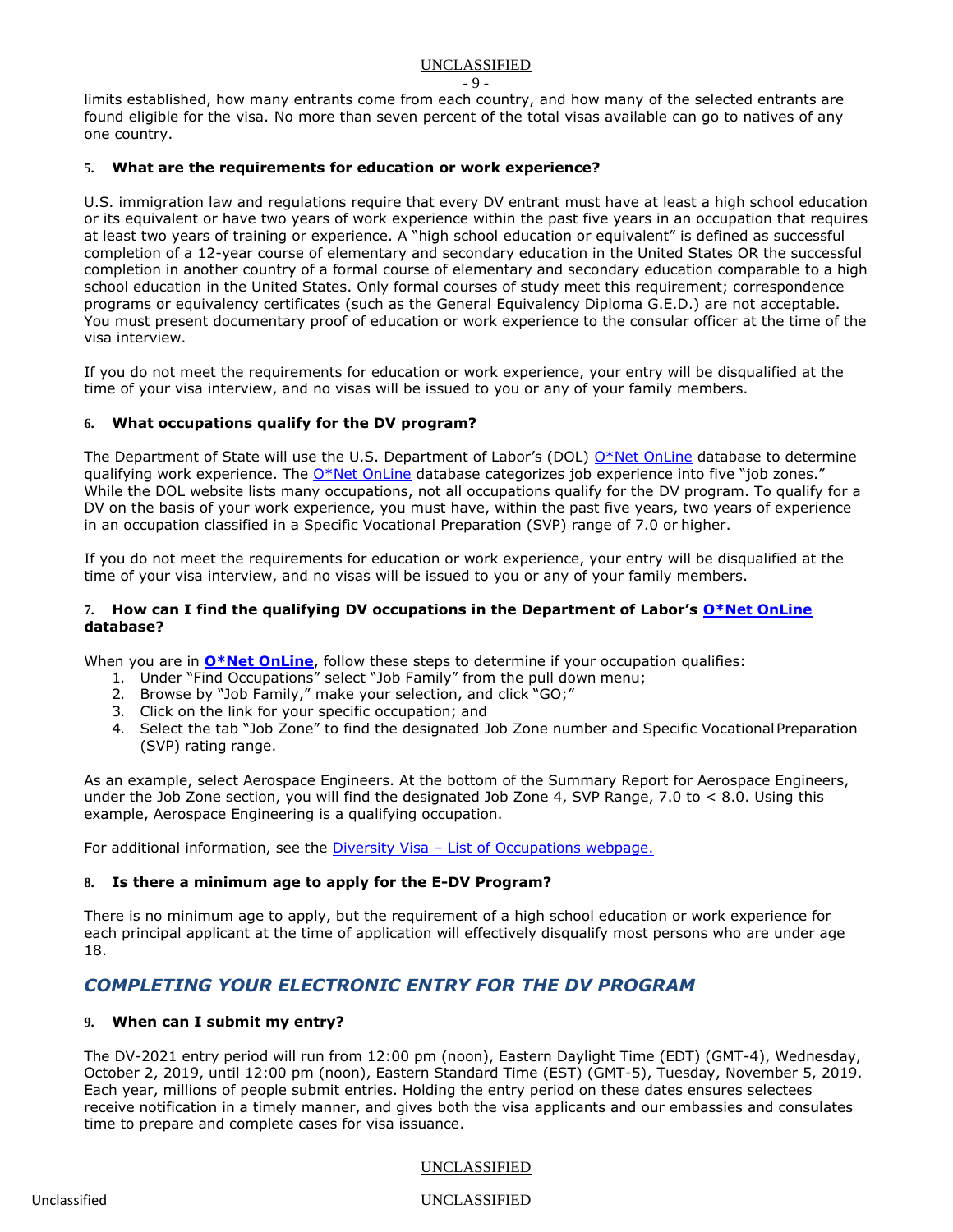limits established, how many entrants come from each country, and how many of the selected entrants are found eligible for the visa. No more than seven percent of the total visas available can go to natives of any one country.

### 5. What are the requirements for education or work experience?

U.S. immigration law and regulations require that every DV entrant must have at least a high school education or its equivalent or have two years of work experience within the past five years in an occupation that requires at least two years of training or experience. A "high school education or equivalent" is defined as successful completion of a 12-year course of elementary and secondary education in the United States OR the successful completion in another country of a formal course of elementary and secondary education comparable to a high school education in the United States. Only formal courses of study meet this requirement; correspondence programs or equivalency certificates (such as the General Equivalency Diploma G.E.D.) are not acceptable. You must present documentary proof of education or work experience to the consular officer at the time of the visa interview.

If you do not meet the requirements for education or work experience, your entry will be disqualified at the time of your visa interview, and no visas will be issued to you or any of your family members.

### 6. What occupations qualify for the DV program?

The Department of State will use the U.S. Department of Labor's (DOL) O*Net OnLine database to determine qualifying work experience. The O*Net OnLine database categorizes job experience into five "job zones." While the DOL website lists many occupations, not all occupations qualify for the DV program. To qualify for a DV on the basis of your work experience, you must have, within the past five years, two years of experience in an occupation classified in a Specific Vocational Preparation (SVP) range of 7.0 or higher.

If you do not meet the requirements for education or work experience, your entry will be disqualified at the time of your visa interview, and no visas will be issued to you or any of your family members.

### 7. How can I find the qualifying DV occupations in the Department of Labor's O*Net OnLine database?

When you are in **O*Net OnLine**, follow these steps to determine if your occupation qualifies:

1. Under "Find Occupations" select "Job Family" from the pull down menu;
2. Browse by "Job Family," make your selection, and click "GO;"
3. Click on the link for your specific occupation; and
4. Select the tab "Job Zone" to find the designated Job Zone number and Specific Vocational Preparation (SVP) rating range.

As an example, select Aerospace Engineers. At the bottom of the Summary Report for Aerospace Engineers, under the Job Zone section, you will find the designated Job Zone 4, SVP Range, 7.0 to < 8.0. Using this example, Aerospace Engineering is a qualifying occupation.

For additional information, see the Diversity Visa – List of Occupations webpage.

### 8. Is there a minimum age to apply for the E-DV Program?

There is no minimum age to apply, but the requirement of a high school education or work experience for each principal applicant at the time of application will effectively disqualify most persons who are under age 18.

## *COMPLETING YOUR ELECTRONIC ENTRY FOR THE DV PROGRAM*

### 9. When can I submit my entry?

The DV-2021 entry period will run from 12:00 pm (noon), Eastern Daylight Time (EDT) (GMT-4), Wednesday, October 2, 2019, until 12:00 pm (noon), Eastern Standard Time (EST) (GMT-5), Tuesday, November 5, 2019. Each year, millions of people submit entries. Holding the entry period on these dates ensures selectees receive notification in a timely manner, and gives both the visa applicants and our embassies and consulates time to prepare and complete cases for visa issuance.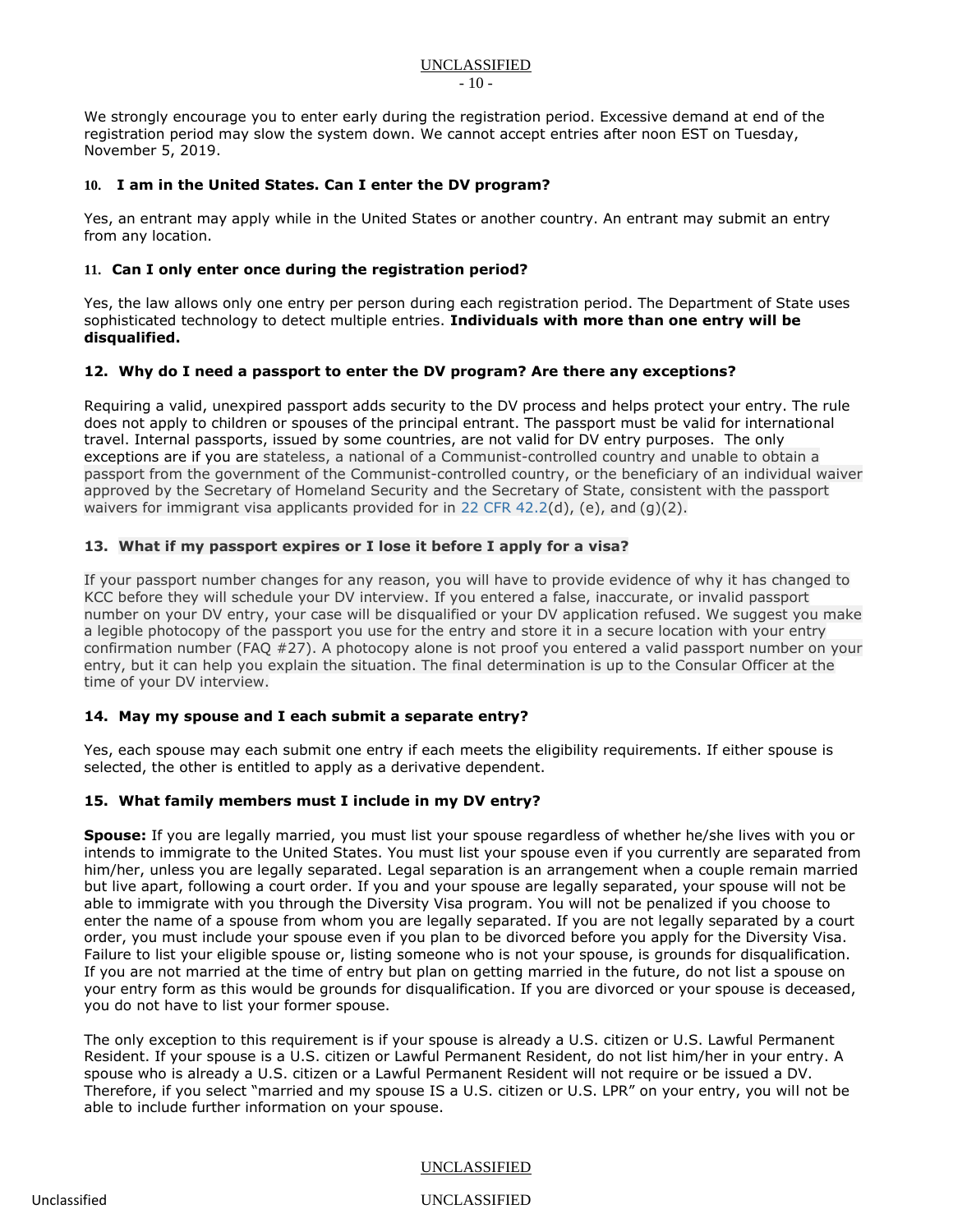We strongly encourage you to enter early during the registration period. Excessive demand at end of the registration period may slow the system down. We cannot accept entries after noon EST on Tuesday, November 5, 2019.

### 10. I am in the United States. Can I enter the DV program?

Yes, an entrant may apply while in the United States or another country. An entrant may submit an entry from any location.

### 11. Can I only enter once during the registration period?

Yes, the law allows only one entry per person during each registration period. The Department of State uses sophisticated technology to detect multiple entries. **Individuals with more than one entry will be disqualified.**

### 12. Why do I need a passport to enter the DV program? Are there any exceptions?

Requiring a valid, unexpired passport adds security to the DV process and helps protect your entry. The rule does not apply to children or spouses of the principal entrant. The passport must be valid for international travel. Internal passports, issued by some countries, are not valid for DV entry purposes. The only exceptions are if you are stateless, a national of a Communist-controlled country and unable to obtain a passport from the government of the Communist-controlled country, or the beneficiary of an individual waiver approved by the Secretary of Homeland Security and the Secretary of State, consistent with the passport waivers for immigrant visa applicants provided for in 22 CFR 42.2(d), (e), and (g)(2).

### 13. What if my passport expires or I lose it before I apply for a visa?

If your passport number changes for any reason, you will have to provide evidence of why it has changed to KCC before they will schedule your DV interview. If you entered a false, inaccurate, or invalid passport number on your DV entry, your case will be disqualified or your DV application refused. We suggest you make a legible photocopy of the passport you use for the entry and store it in a secure location with your entry confirmation number (FAQ #27). A photocopy alone is not proof you entered a valid passport number on your entry, but it can help you explain the situation. The final determination is up to the Consular Officer at the time of your DV interview.

### 14. May my spouse and I each submit a separate entry?

Yes, each spouse may each submit one entry if each meets the eligibility requirements. If either spouse is selected, the other is entitled to apply as a derivative dependent.

### 15. What family members must I include in my DV entry?

**Spouse:** If you are legally married, you must list your spouse regardless of whether he/she lives with you or intends to immigrate to the United States. You must list your spouse even if you currently are separated from him/her, unless you are legally separated. Legal separation is an arrangement when a couple remain married but live apart, following a court order. If you and your spouse are legally separated, your spouse will not be able to immigrate with you through the Diversity Visa program. You will not be penalized if you choose to enter the name of a spouse from whom you are legally separated. If you are not legally separated by a court order, you must include your spouse even if you plan to be divorced before you apply for the Diversity Visa. Failure to list your eligible spouse or, listing someone who is not your spouse, is grounds for disqualification. If you are not married at the time of entry but plan on getting married in the future, do not list a spouse on your entry form as this would be grounds for disqualification. If you are divorced or your spouse is deceased, you do not have to list your former spouse.

The only exception to this requirement is if your spouse is already a U.S. citizen or U.S. Lawful Permanent Resident. If your spouse is a U.S. citizen or Lawful Permanent Resident, do not list him/her in your entry. A spouse who is already a U.S. citizen or a Lawful Permanent Resident will not require or be issued a DV. Therefore, if you select "married and my spouse IS a U.S. citizen or U.S. LPR" on your entry, you will not be able to include further information on your spouse.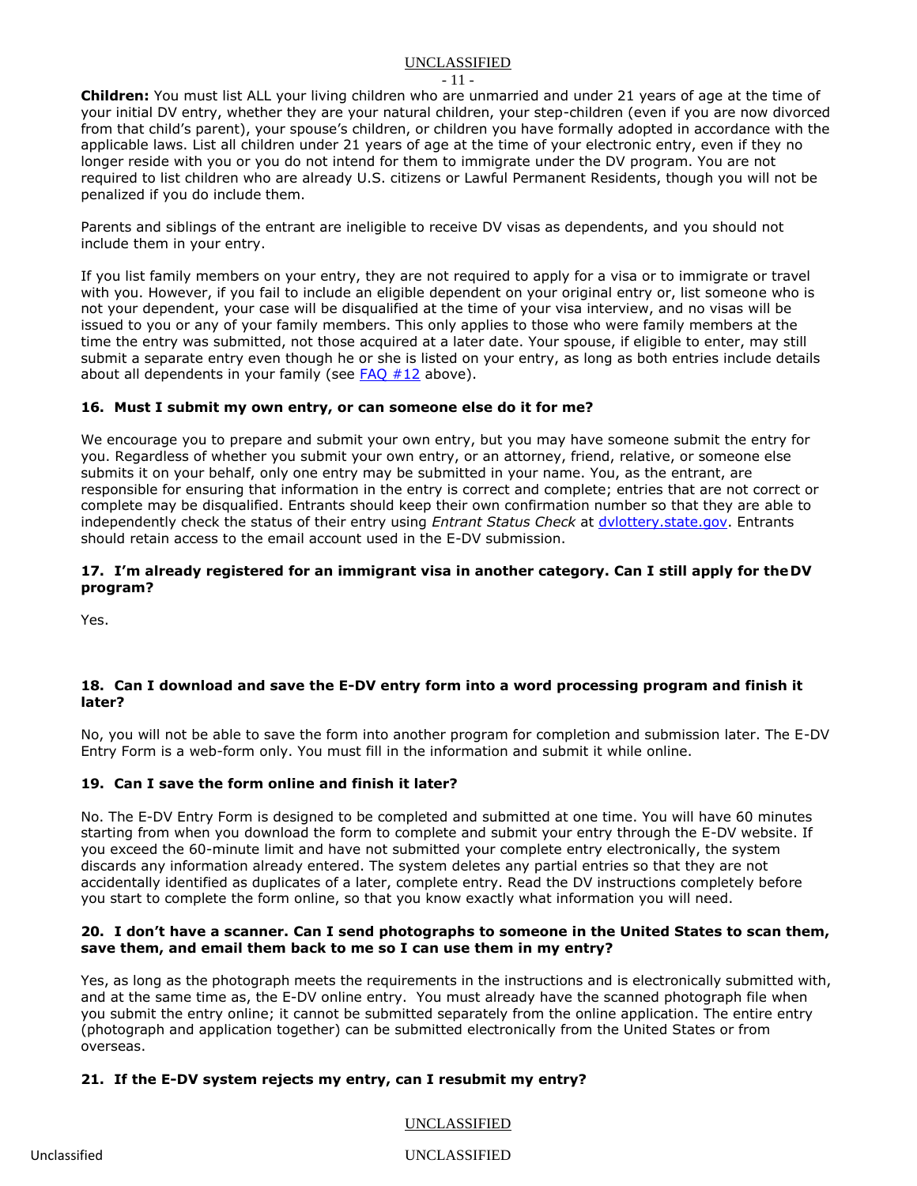**Children:** You must list ALL your living children who are unmarried and under 21 years of age at the time of your initial DV entry, whether they are your natural children, your step-children (even if you are now divorced from that child's parent), your spouse's children, or children you have formally adopted in accordance with the applicable laws. List all children under 21 years of age at the time of your electronic entry, even if they no longer reside with you or you do not intend for them to immigrate under the DV program. You are not required to list children who are already U.S. citizens or Lawful Permanent Residents, though you will not be penalized if you do include them.

Parents and siblings of the entrant are ineligible to receive DV visas as dependents, and you should not include them in your entry.

If you list family members on your entry, they are not required to apply for a visa or to immigrate or travel with you. However, if you fail to include an eligible dependent on your original entry or, list someone who is not your dependent, your case will be disqualified at the time of your visa interview, and no visas will be issued to you or any of your family members. This only applies to those who were family members at the time the entry was submitted, not those acquired at a later date. Your spouse, if eligible to enter, may still submit a separate entry even though he or she is listed on your entry, as long as both entries include details about all dependents in your family (see [FAQ #12](#) above).

### 16. Must I submit my own entry, or can someone else do it for me?

We encourage you to prepare and submit your own entry, but you may have someone submit the entry for you. Regardless of whether you submit your own entry, or an attorney, friend, relative, or someone else submits it on your behalf, only one entry may be submitted in your name. You, as the entrant, are responsible for ensuring that information in the entry is correct and complete; entries that are not correct or complete may be disqualified. Entrants should keep their own confirmation number so that they are able to independently check the status of their entry using *Entrant Status Check* at [dvlottery.state.gov](https://dvlottery.state.gov). Entrants should retain access to the email account used in the E-DV submission.

### 17. I'm already registered for an immigrant visa in another category. Can I still apply for the DV program?

Yes.

### 18. Can I download and save the E-DV entry form into a word processing program and finish it later?

No, you will not be able to save the form into another program for completion and submission later. The E-DV Entry Form is a web-form only. You must fill in the information and submit it while online.

### 19. Can I save the form online and finish it later?

No. The E-DV Entry Form is designed to be completed and submitted at one time. You will have 60 minutes starting from when you download the form to complete and submit your entry through the E-DV website. If you exceed the 60-minute limit and have not submitted your complete entry electronically, the system discards any information already entered. The system deletes any partial entries so that they are not accidentally identified as duplicates of a later, complete entry. Read the DV instructions completely before you start to complete the form online, so that you know exactly what information you will need.

### 20. I don't have a scanner. Can I send photographs to someone in the United States to scan them, save them, and email them back to me so I can use them in my entry?

Yes, as long as the photograph meets the requirements in the instructions and is electronically submitted with, and at the same time as, the E-DV online entry. You must already have the scanned photograph file when you submit the entry online; it cannot be submitted separately from the online application. The entire entry (photograph and application together) can be submitted electronically from the United States or from overseas.

### 21. If the E-DV system rejects my entry, can I resubmit my entry?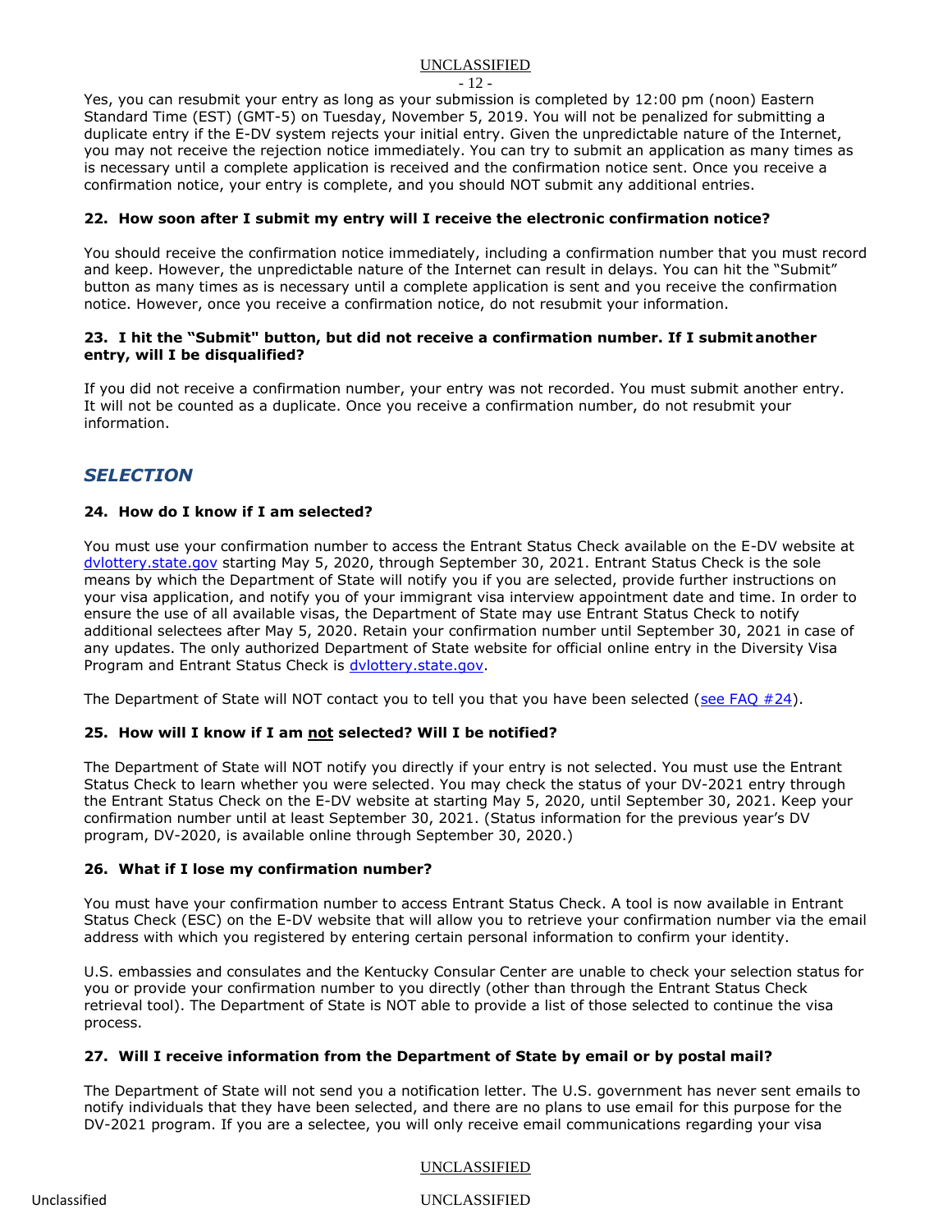Yes, you can resubmit your entry as long as your submission is completed by 12:00 pm (noon) Eastern Standard Time (EST) (GMT-5) on Tuesday, November 5, 2019. You will not be penalized for submitting a duplicate entry if the E-DV system rejects your initial entry. Given the unpredictable nature of the Internet, you may not receive the rejection notice immediately. You can try to submit an application as many times as is necessary until a complete application is received and the confirmation notice sent. Once you receive a confirmation notice, your entry is complete, and you should NOT submit any additional entries.

**22. How soon after I submit my entry will I receive the electronic confirmation notice?**

You should receive the confirmation notice immediately, including a confirmation number that you must record and keep. However, the unpredictable nature of the Internet can result in delays. You can hit the "Submit" button as many times as is necessary until a complete application is sent and you receive the confirmation notice. However, once you receive a confirmation notice, do not resubmit your information.

**23. I hit the "Submit" button, but did not receive a confirmation number. If I submit another entry, will I be disqualified?**

If you did not receive a confirmation number, your entry was not recorded. You must submit another entry. It will not be counted as a duplicate. Once you receive a confirmation number, do not resubmit your information.

## *SELECTION*

**24. How do I know if I am selected?**

You must use your confirmation number to access the Entrant Status Check available on the E-DV website at [dvlottery.state.gov](dvlottery.state.gov) starting May 5, 2020, through September 30, 2021. Entrant Status Check is the sole means by which the Department of State will notify you if you are selected, provide further instructions on your visa application, and notify you of your immigrant visa interview appointment date and time. In order to ensure the use of all available visas, the Department of State may use Entrant Status Check to notify additional selectees after May 5, 2020. Retain your confirmation number until September 30, 2021 in case of any updates. The only authorized Department of State website for official online entry in the Diversity Visa Program and Entrant Status Check is [dvlottery.state.gov](dvlottery.state.gov).

The Department of State will NOT contact you to tell you that you have been selected (see FAQ #24).

**25. How will I know if I am <u>not</u> selected? Will I be notified?**

The Department of State will NOT notify you directly if your entry is not selected. You must use the Entrant Status Check to learn whether you were selected. You may check the status of your DV-2021 entry through the Entrant Status Check on the E-DV website at starting May 5, 2020, until September 30, 2021. Keep your confirmation number until at least September 30, 2021. (Status information for the previous year's DV program, DV-2020, is available online through September 30, 2020.)

**26. What if I lose my confirmation number?**

You must have your confirmation number to access Entrant Status Check. A tool is now available in Entrant Status Check (ESC) on the E-DV website that will allow you to retrieve your confirmation number via the email address with which you registered by entering certain personal information to confirm your identity.

U.S. embassies and consulates and the Kentucky Consular Center are unable to check your selection status for you or provide your confirmation number to you directly (other than through the Entrant Status Check retrieval tool). The Department of State is NOT able to provide a list of those selected to continue the visa process.

**27. Will I receive information from the Department of State by email or by postal mail?**

The Department of State will not send you a notification letter. The U.S. government has never sent emails to notify individuals that they have been selected, and there are no plans to use email for this purpose for the DV-2021 program. If you are a selectee, you will only receive email communications regarding your visa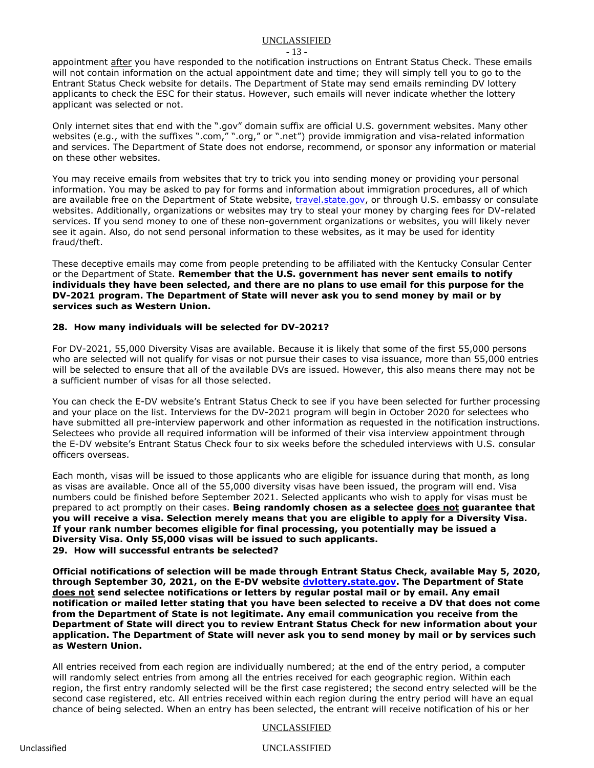appointment <u>after</u> you have responded to the notification instructions on Entrant Status Check. These emails will not contain information on the actual appointment date and time; they will simply tell you to go to the Entrant Status Check website for details. The Department of State may send emails reminding DV lottery applicants to check the ESC for their status. However, such emails will never indicate whether the lottery applicant was selected or not.

Only internet sites that end with the ".gov" domain suffix are official U.S. government websites. Many other websites (e.g., with the suffixes ".com," ".org," or ".net") provide immigration and visa-related information and services. The Department of State does not endorse, recommend, or sponsor any information or material on these other websites.

You may receive emails from websites that try to trick you into sending money or providing your personal information. You may be asked to pay for forms and information about immigration procedures, all of which are available free on the Department of State website, travel.state.gov, or through U.S. embassy or consulate websites. Additionally, organizations or websites may try to steal your money by charging fees for DV-related services. If you send money to one of these non-government organizations or websites, you will likely never see it again. Also, do not send personal information to these websites, as it may be used for identity fraud/theft.

These deceptive emails may come from people pretending to be affiliated with the Kentucky Consular Center or the Department of State. **Remember that the U.S. government has never sent emails to notify individuals they have been selected, and there are no plans to use email for this purpose for the DV-2021 program. The Department of State will never ask you to send money by mail or by services such as Western Union.**

### 28. How many individuals will be selected for DV-2021?

For DV-2021, 55,000 Diversity Visas are available. Because it is likely that some of the first 55,000 persons who are selected will not qualify for visas or not pursue their cases to visa issuance, more than 55,000 entries will be selected to ensure that all of the available DVs are issued. However, this also means there may not be a sufficient number of visas for all those selected.

You can check the E-DV website's Entrant Status Check to see if you have been selected for further processing and your place on the list. Interviews for the DV-2021 program will begin in October 2020 for selectees who have submitted all pre-interview paperwork and other information as requested in the notification instructions. Selectees who provide all required information will be informed of their visa interview appointment through the E-DV website's Entrant Status Check four to six weeks before the scheduled interviews with U.S. consular officers overseas.

Each month, visas will be issued to those applicants who are eligible for issuance during that month, as long as visas are available. Once all of the 55,000 diversity visas have been issued, the program will end. Visa numbers could be finished before September 2021. Selected applicants who wish to apply for visas must be prepared to act promptly on their cases. **Being randomly chosen as a selectee <u>does not</u> guarantee that you will receive a visa. Selection merely means that you are eligible to apply for a Diversity Visa. If your rank number becomes eligible for final processing, you potentially may be issued a Diversity Visa. Only 55,000 visas will be issued to such applicants.**

### 29. How will successful entrants be selected?

**Official notifications of selection will be made through Entrant Status Check, available May 5, 2020, through September 30, 2021, on the E-DV website dvlottery.state.gov. The Department of State <u>does not</u> send selectee notifications or letters by regular postal mail or by email. Any email notification or mailed letter stating that you have been selected to receive a DV that does not come from the Department of State is not legitimate. Any email communication you receive from the Department of State will direct you to review Entrant Status Check for new information about your application. The Department of State will never ask you to send money by mail or by services such as Western Union.**

All entries received from each region are individually numbered; at the end of the entry period, a computer will randomly select entries from among all the entries received for each geographic region. Within each region, the first entry randomly selected will be the first case registered; the second entry selected will be the second case registered, etc. All entries received within each region during the entry period will have an equal chance of being selected. When an entry has been selected, the entrant will receive notification of his or her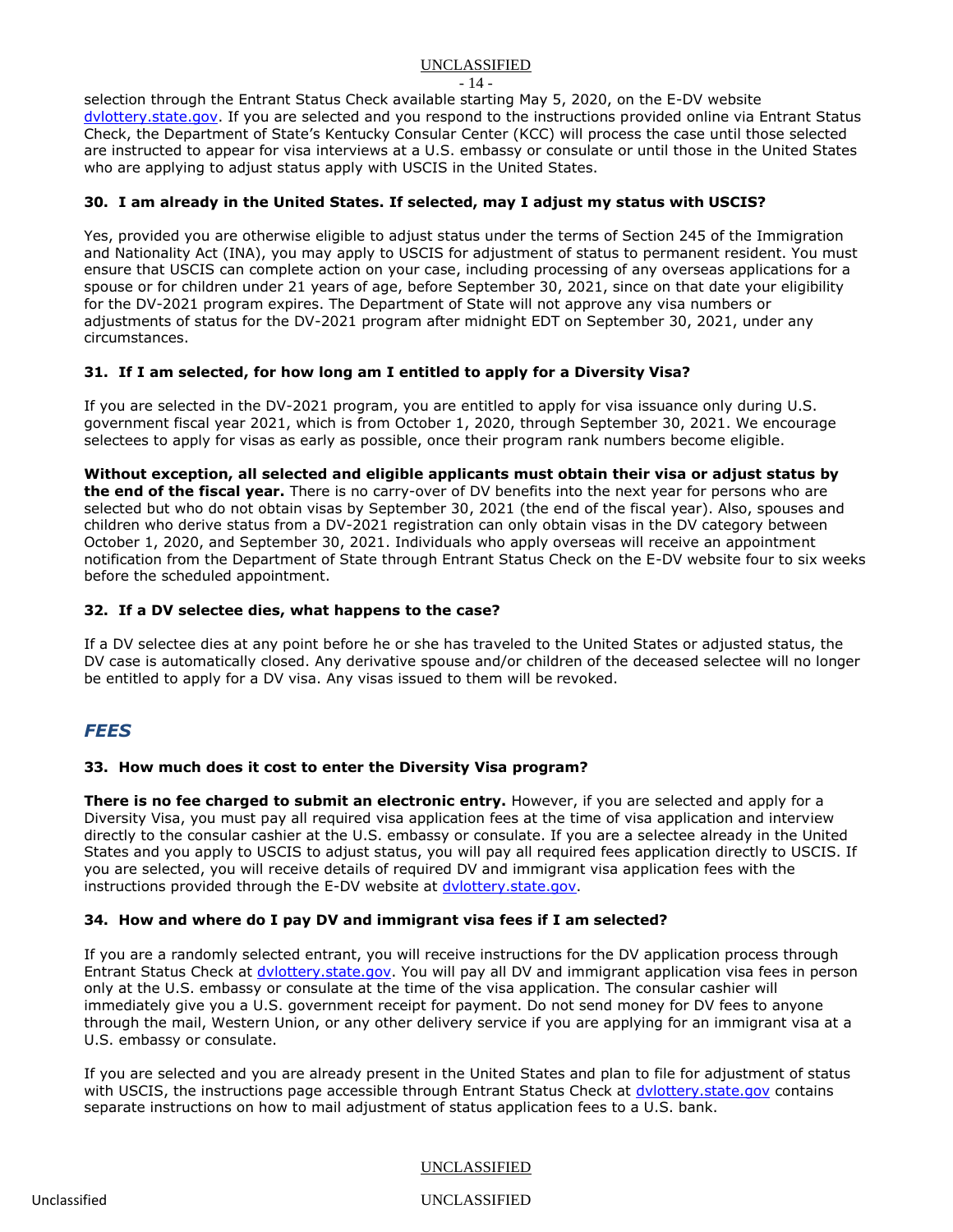selection through the Entrant Status Check available starting May 5, 2020, on the E-DV website [dvlottery.state.gov](dvlottery.state.gov). If you are selected and you respond to the instructions provided online via Entrant Status Check, the Department of State's Kentucky Consular Center (KCC) will process the case until those selected are instructed to appear for visa interviews at a U.S. embassy or consulate or until those in the United States who are applying to adjust status apply with USCIS in the United States.

**30. I am already in the United States. If selected, may I adjust my status with USCIS?**

Yes, provided you are otherwise eligible to adjust status under the terms of Section 245 of the Immigration and Nationality Act (INA), you may apply to USCIS for adjustment of status to permanent resident. You must ensure that USCIS can complete action on your case, including processing of any overseas applications for a spouse or for children under 21 years of age, before September 30, 2021, since on that date your eligibility for the DV-2021 program expires. The Department of State will not approve any visa numbers or adjustments of status for the DV-2021 program after midnight EDT on September 30, 2021, under any circumstances.

**31. If I am selected, for how long am I entitled to apply for a Diversity Visa?**

If you are selected in the DV-2021 program, you are entitled to apply for visa issuance only during U.S. government fiscal year 2021, which is from October 1, 2020, through September 30, 2021. We encourage selectees to apply for visas as early as possible, once their program rank numbers become eligible.

**Without exception, all selected and eligible applicants must obtain their visa or adjust status by the end of the fiscal year.** There is no carry-over of DV benefits into the next year for persons who are selected but who do not obtain visas by September 30, 2021 (the end of the fiscal year). Also, spouses and children who derive status from a DV-2021 registration can only obtain visas in the DV category between October 1, 2020, and September 30, 2021. Individuals who apply overseas will receive an appointment notification from the Department of State through Entrant Status Check on the E-DV website four to six weeks before the scheduled appointment.

**32. If a DV selectee dies, what happens to the case?**

If a DV selectee dies at any point before he or she has traveled to the United States or adjusted status, the DV case is automatically closed. Any derivative spouse and/or children of the deceased selectee will no longer be entitled to apply for a DV visa. Any visas issued to them will be revoked.

## *FEES*

**33. How much does it cost to enter the Diversity Visa program?**

**There is no fee charged to submit an electronic entry.** However, if you are selected and apply for a Diversity Visa, you must pay all required visa application fees at the time of visa application and interview directly to the consular cashier at the U.S. embassy or consulate. If you are a selectee already in the United States and you apply to USCIS to adjust status, you will pay all required fees application directly to USCIS. If you are selected, you will receive details of required DV and immigrant visa application fees with the instructions provided through the E-DV website at [dvlottery.state.gov](dvlottery.state.gov).

**34. How and where do I pay DV and immigrant visa fees if I am selected?**

If you are a randomly selected entrant, you will receive instructions for the DV application process through Entrant Status Check at [dvlottery.state.gov](dvlottery.state.gov). You will pay all DV and immigrant application visa fees in person only at the U.S. embassy or consulate at the time of the visa application. The consular cashier will immediately give you a U.S. government receipt for payment. Do not send money for DV fees to anyone through the mail, Western Union, or any other delivery service if you are applying for an immigrant visa at a U.S. embassy or consulate.

If you are selected and you are already present in the United States and plan to file for adjustment of status with USCIS, the instructions page accessible through Entrant Status Check at [dvlottery.state.gov](dvlottery.state.gov) contains separate instructions on how to mail adjustment of status application fees to a U.S. bank.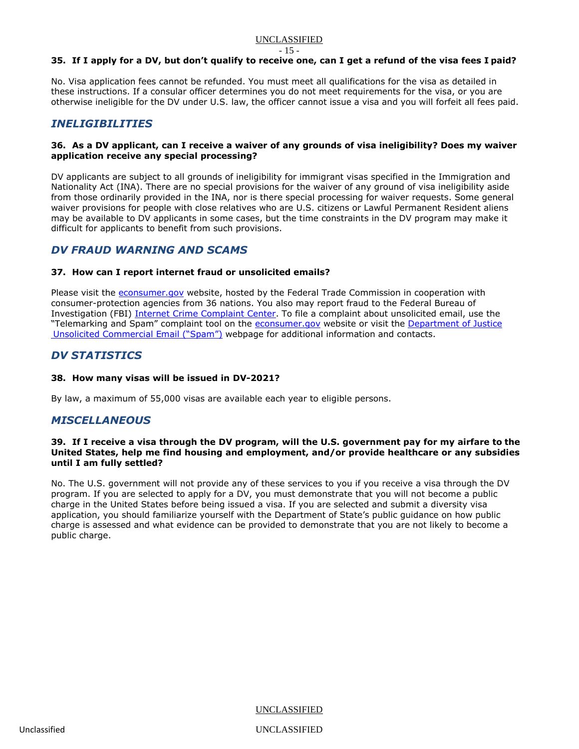**35. If I apply for a DV, but don't qualify to receive one, can I get a refund of the visa fees I paid?**

No. Visa application fees cannot be refunded. You must meet all qualifications for the visa as detailed in these instructions. If a consular officer determines you do not meet requirements for the visa, or you are otherwise ineligible for the DV under U.S. law, the officer cannot issue a visa and you will forfeit all fees paid.

## *INELIGIBILITIES*

**36. As a DV applicant, can I receive a waiver of any grounds of visa ineligibility? Does my waiver application receive any special processing?**

DV applicants are subject to all grounds of ineligibility for immigrant visas specified in the Immigration and Nationality Act (INA). There are no special provisions for the waiver of any ground of visa ineligibility aside from those ordinarily provided in the INA, nor is there special processing for waiver requests. Some general waiver provisions for people with close relatives who are U.S. citizens or Lawful Permanent Resident aliens may be available to DV applicants in some cases, but the time constraints in the DV program may make it difficult for applicants to benefit from such provisions.

## *DV FRAUD WARNING AND SCAMS*

**37. How can I report internet fraud or unsolicited emails?**

Please visit the econsumer.gov website, hosted by the Federal Trade Commission in cooperation with consumer-protection agencies from 36 nations. You also may report fraud to the Federal Bureau of Investigation (FBI) Internet Crime Complaint Center. To file a complaint about unsolicited email, use the "Telemarking and Spam" complaint tool on the econsumer.gov website or visit the Department of Justice Unsolicited Commercial Email ("Spam") webpage for additional information and contacts.

## *DV STATISTICS*

**38. How many visas will be issued in DV-2021?**

By law, a maximum of 55,000 visas are available each year to eligible persons.

## *MISCELLANEOUS*

**39. If I receive a visa through the DV program, will the U.S. government pay for my airfare to the United States, help me find housing and employment, and/or provide healthcare or any subsidies until I am fully settled?**

No. The U.S. government will not provide any of these services to you if you receive a visa through the DV program. If you are selected to apply for a DV, you must demonstrate that you will not become a public charge in the United States before being issued a visa. If you are selected and submit a diversity visa application, you should familiarize yourself with the Department of State's public guidance on how public charge is assessed and what evidence can be provided to demonstrate that you are not likely to become a public charge.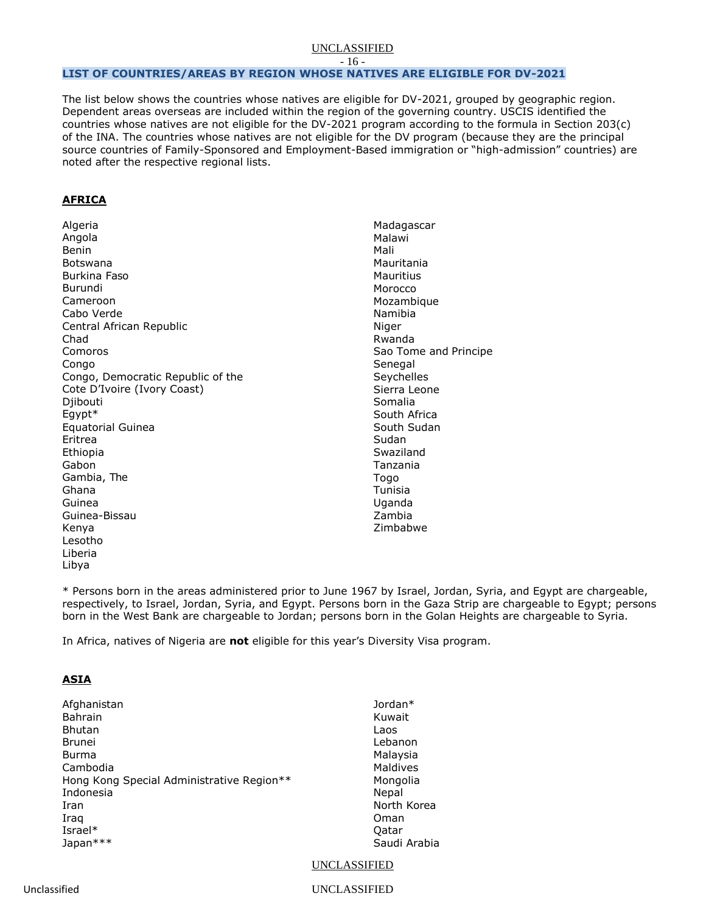## LIST OF COUNTRIES/AREAS BY REGION WHOSE NATIVES ARE ELIGIBLE FOR DV-2021

The list below shows the countries whose natives are eligible for DV-2021, grouped by geographic region. Dependent areas overseas are included within the region of the governing country. USCIS identified the countries whose natives are not eligible for the DV-2021 program according to the formula in Section 203(c) of the INA. The countries whose natives are not eligible for the DV program (because they are the principal source countries of Family-Sponsored and Employment-Based immigration or "high-admission" countries) are noted after the respective regional lists.

### AFRICA

Algeria
Angola
Benin
Botswana
Burkina Faso
Burundi
Cameroon
Cabo Verde
Central African Republic
Chad
Comoros
Congo
Congo, Democratic Republic of the
Cote D'Ivoire (Ivory Coast)
Djibouti
Egypt*
Equatorial Guinea
Eritrea
Ethiopia
Gabon
Gambia, The
Ghana
Guinea
Guinea-Bissau
Kenya
Lesotho
Liberia
Libya
Madagascar
Malawi
Mali
Mauritania
Mauritius
Morocco
Mozambique
Namibia
Niger
Rwanda
Sao Tome and Principe
Senegal
Seychelles
Sierra Leone
Somalia
South Africa
South Sudan
Sudan
Swaziland
Tanzania
Togo
Tunisia
Uganda
Zambia
Zimbabwe

\* Persons born in the areas administered prior to June 1967 by Israel, Jordan, Syria, and Egypt are chargeable, respectively, to Israel, Jordan, Syria, and Egypt. Persons born in the Gaza Strip are chargeable to Egypt; persons born in the West Bank are chargeable to Jordan; persons born in the Golan Heights are chargeable to Syria.

In Africa, natives of Nigeria are **not** eligible for this year's Diversity Visa program.

### ASIA

Afghanistan
Bahrain
Bhutan
Brunei
Burma
Cambodia
Hong Kong Special Administrative Region**
Indonesia
Iran
Iraq
Israel*
Japan***
Jordan*
Kuwait
Laos
Lebanon
Malaysia
Maldives
Mongolia
Nepal
North Korea
Oman
Qatar
Saudi Arabia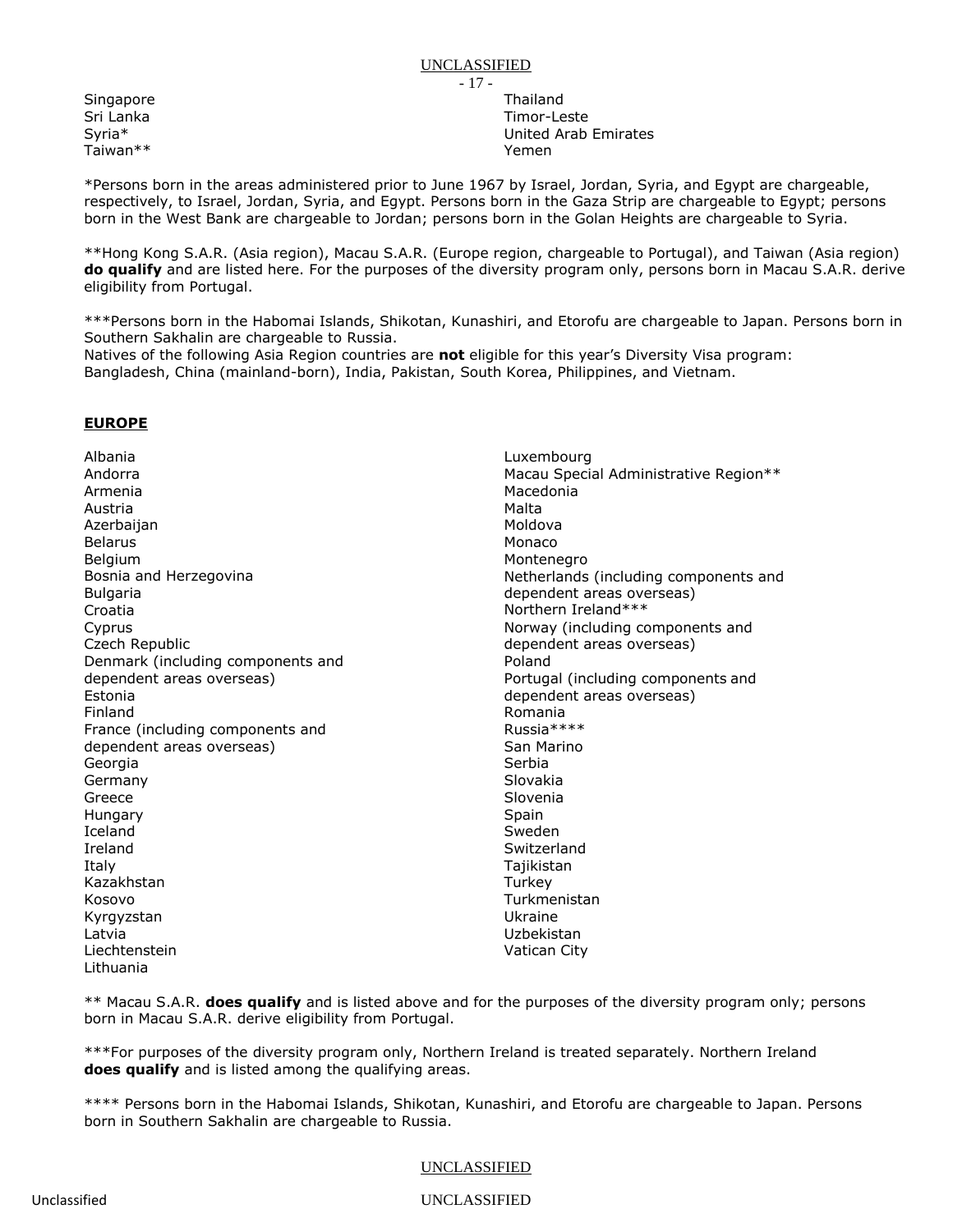Singapore
Sri Lanka
Syria*
Taiwan**
Thailand
Timor-Leste
United Arab Emirates
Yemen

*Persons born in the areas administered prior to June 1967 by Israel, Jordan, Syria, and Egypt are chargeable, respectively, to Israel, Jordan, Syria, and Egypt. Persons born in the Gaza Strip are chargeable to Egypt; persons born in the West Bank are chargeable to Jordan; persons born in the Golan Heights are chargeable to Syria.

**Hong Kong S.A.R. (Asia region), Macau S.A.R. (Europe region, chargeable to Portugal), and Taiwan (Asia region) **do qualify** and are listed here. For the purposes of the diversity program only, persons born in Macau S.A.R. derive eligibility from Portugal.

***Persons born in the Habomai Islands, Shikotan, Kunashiri, and Etorofu are chargeable to Japan. Persons born in Southern Sakhalin are chargeable to Russia.
Natives of the following Asia Region countries are **not** eligible for this year's Diversity Visa program: Bangladesh, China (mainland-born), India, Pakistan, South Korea, Philippines, and Vietnam.

## EUROPE

Albania
Andorra
Armenia
Austria
Azerbaijan
Belarus
Belgium
Bosnia and Herzegovina
Bulgaria
Croatia
Cyprus
Czech Republic
Denmark (including components and dependent areas overseas)
Estonia
Finland
France (including components and dependent areas overseas)
Georgia
Germany
Greece
Hungary
Iceland
Ireland
Italy
Kazakhstan
Kosovo
Kyrgyzstan
Latvia
Liechtenstein
Lithuania
Luxembourg
Macau Special Administrative Region**
Macedonia
Malta
Moldova
Monaco
Montenegro
Netherlands (including components and dependent areas overseas)
Northern Ireland***
Norway (including components and dependent areas overseas)
Poland
Portugal (including components and dependent areas overseas)
Romania
Russia****
San Marino
Serbia
Slovakia
Slovenia
Spain
Sweden
Switzerland
Tajikistan
Turkey
Turkmenistan
Ukraine
Uzbekistan
Vatican City

** Macau S.A.R. **does qualify** and is listed above and for the purposes of the diversity program only; persons born in Macau S.A.R. derive eligibility from Portugal.

***For purposes of the diversity program only, Northern Ireland is treated separately. Northern Ireland **does qualify** and is listed among the qualifying areas.

**** Persons born in the Habomai Islands, Shikotan, Kunashiri, and Etorofu are chargeable to Japan. Persons born in Southern Sakhalin are chargeable to Russia.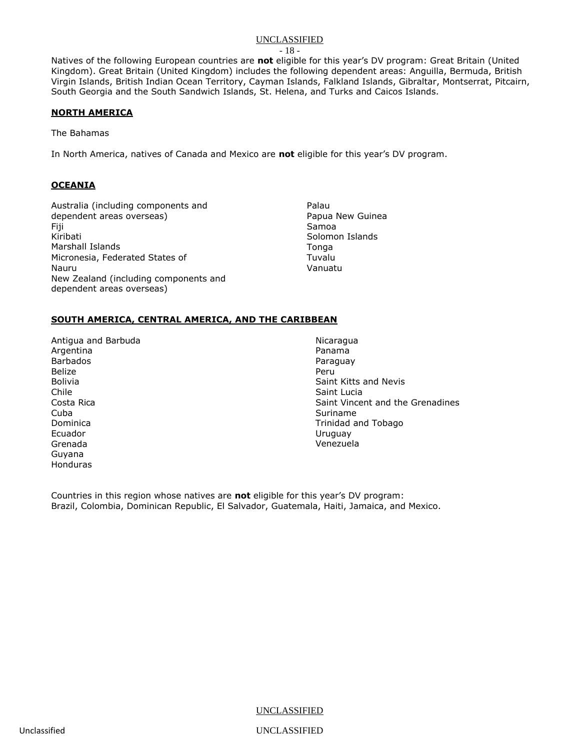Natives of the following European countries are **not** eligible for this year's DV program: Great Britain (United Kingdom). Great Britain (United Kingdom) includes the following dependent areas: Anguilla, Bermuda, British Virgin Islands, British Indian Ocean Territory, Cayman Islands, Falkland Islands, Gibraltar, Montserrat, Pitcairn, South Georgia and the South Sandwich Islands, St. Helena, and Turks and Caicos Islands.

## NORTH AMERICA

The Bahamas

In North America, natives of Canada and Mexico are **not** eligible for this year's DV program.

## OCEANIA

Australia (including components and dependent areas overseas)
Fiji
Kiribati
Marshall Islands
Micronesia, Federated States of
Nauru
New Zealand (including components and dependent areas overseas)
Palau
Papua New Guinea
Samoa
Solomon Islands
Tonga
Tuvalu
Vanuatu

## SOUTH AMERICA, CENTRAL AMERICA, AND THE CARIBBEAN

Antigua and Barbuda
Argentina
Barbados
Belize
Bolivia
Chile
Costa Rica
Cuba
Dominica
Ecuador
Grenada
Guyana
Honduras
Nicaragua
Panama
Paraguay
Peru
Saint Kitts and Nevis
Saint Lucia
Saint Vincent and the Grenadines
Suriname
Trinidad and Tobago
Uruguay
Venezuela

Countries in this region whose natives are **not** eligible for this year's DV program: Brazil, Colombia, Dominican Republic, El Salvador, Guatemala, Haiti, Jamaica, and Mexico.